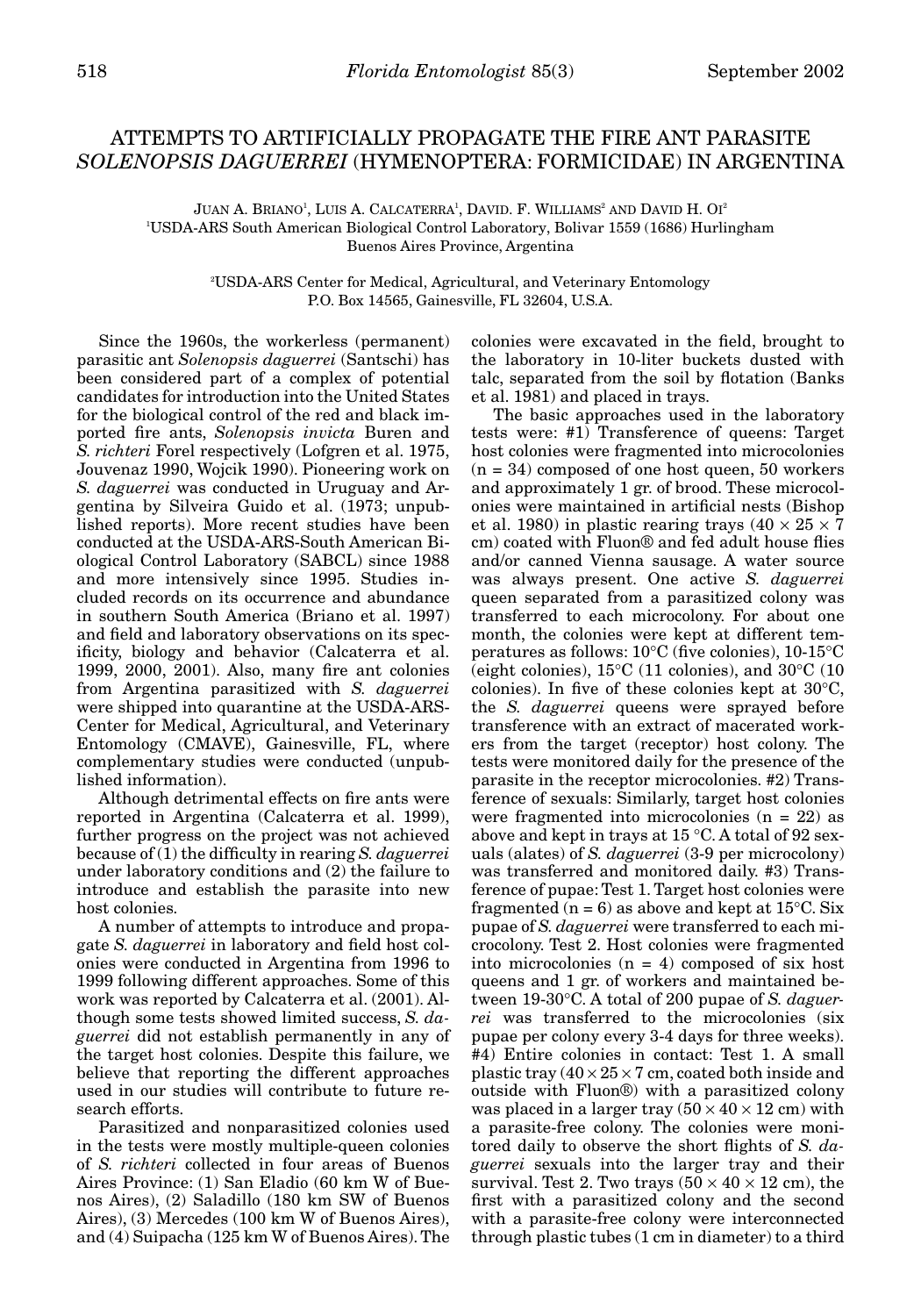# ATTEMPTS TO ARTIFICIALLY PROPAGATE THE FIRE ANT PARASITE *SOLENOPSIS DAGUERREI* (HYMENOPTERA: FORMICIDAE) IN ARGENTINA

Juan A. Briano[1], Luis A. Calcaterra[1], David. F. Williams[2] and David H. Oi[2]

[1]USDA-ARS South American Biological Control Laboratory, Bolivar 1559 (1686) Hurlingham Buenos Aires Province, Argentina

[2]USDA-ARS Center for Medical, Agricultural, and Veterinary Entomology P.O. Box 14565, Gainesville, FL 32604, U.S.A.

Since the 1960s, the workerless (permanent) parasitic ant *Solenopsis daguerrei* (Santschi) has been considered part of a complex of potential candidates for introduction into the United States for the biological control of the red and black imported fire ants, *Solenopsis invicta* Buren and *S. richteri* Forel respectively (Lofgren et al. 1975, Jouvenaz 1990, Wojcik 1990). Pioneering work on *S. daguerrei* was conducted in Uruguay and Argentina by Silveira Guido et al. (1973; unpublished reports). More recent studies have been conducted at the USDA-ARS-South American Biological Control Laboratory (SABCL) since 1988 and more intensively since 1995. Studies included records on its occurrence and abundance in southern South America (Briano et al. 1997) and field and laboratory observations on its specificity, biology and behavior (Calcaterra et al. 1999, 2000, 2001). Also, many fire ant colonies from Argentina parasitized with *S. daguerrei* were shipped into quarantine at the USDA-ARS-Center for Medical, Agricultural, and Veterinary Entomology (CMAVE), Gainesville, FL, where complementary studies were conducted (unpublished information).

Although detrimental effects on fire ants were reported in Argentina (Calcaterra et al. 1999), further progress on the project was not achieved because of (1) the difficulty in rearing *S. daguerrei* under laboratory conditions and (2) the failure to introduce and establish the parasite into new host colonies.

A number of attempts to introduce and propagate *S. daguerrei* in laboratory and field host colonies were conducted in Argentina from 1996 to 1999 following different approaches. Some of this work was reported by Calcaterra et al. (2001). Although some tests showed limited success, *S. daguerrei* did not establish permanently in any of the target host colonies. Despite this failure, we believe that reporting the different approaches used in our studies will contribute to future research efforts.

Parasitized and nonparasitized colonies used in the tests were mostly multiple-queen colonies of *S. richteri* collected in four areas of Buenos Aires Province: (1) San Eladio (60 km W of Buenos Aires), (2) Saladillo (180 km SW of Buenos Aires), (3) Mercedes (100 km W of Buenos Aires), and (4) Suipacha (125 km W of Buenos Aires). The colonies were excavated in the field, brought to the laboratory in 10-liter buckets dusted with talc, separated from the soil by flotation (Banks et al. 1981) and placed in trays.

The basic approaches used in the laboratory tests were: #1) Transference of queens: Target host colonies were fragmented into microcolonies (n = 34) composed of one host queen, 50 workers and approximately 1 gr. of brood. These microcolonies were maintained in artificial nests (Bishop et al. 1980) in plastic rearing trays (40 × 25 × 7 cm) coated with Fluon® and fed adult house flies and/or canned Vienna sausage. A water source was always present. One active *S. daguerrei* queen separated from a parasitized colony was transferred to each microcolony. For about one month, the colonies were kept at different temperatures as follows: 10°C (five colonies), 10-15°C (eight colonies), 15°C (11 colonies), and 30°C (10 colonies). In five of these colonies kept at 30°C, the *S. daguerrei* queens were sprayed before transference with an extract of macerated workers from the target (receptor) host colony. The tests were monitored daily for the presence of the parasite in the receptor microcolonies. #2) Transference of sexuals: Similarly, target host colonies were fragmented into microcolonies (n = 22) as above and kept in trays at 15 °C. A total of 92 sexuals (alates) of *S. daguerrei* (3-9 per microcolony) was transferred and monitored daily. #3) Transference of pupae: Test 1. Target host colonies were fragmented (n = 6) as above and kept at 15°C. Six pupae of *S. daguerrei* were transferred to each microcolony. Test 2. Host colonies were fragmented into microcolonies (n = 4) composed of six host queens and 1 gr. of workers and maintained between 19-30°C. A total of 200 pupae of *S. daguerrei* was transferred to the microcolonies (six pupae per colony every 3-4 days for three weeks). #4) Entire colonies in contact: Test 1. A small plastic tray (40 × 25 × 7 cm, coated both inside and outside with Fluon®) with a parasitized colony was placed in a larger tray (50 × 40 × 12 cm) with a parasite-free colony. The colonies were monitored daily to observe the short flights of *S. daguerrei* sexuals into the larger tray and their survival. Test 2. Two trays (50 × 40 × 12 cm), the first with a parasitized colony and the second with a parasite-free colony were interconnected through plastic tubes (1 cm in diameter) to a third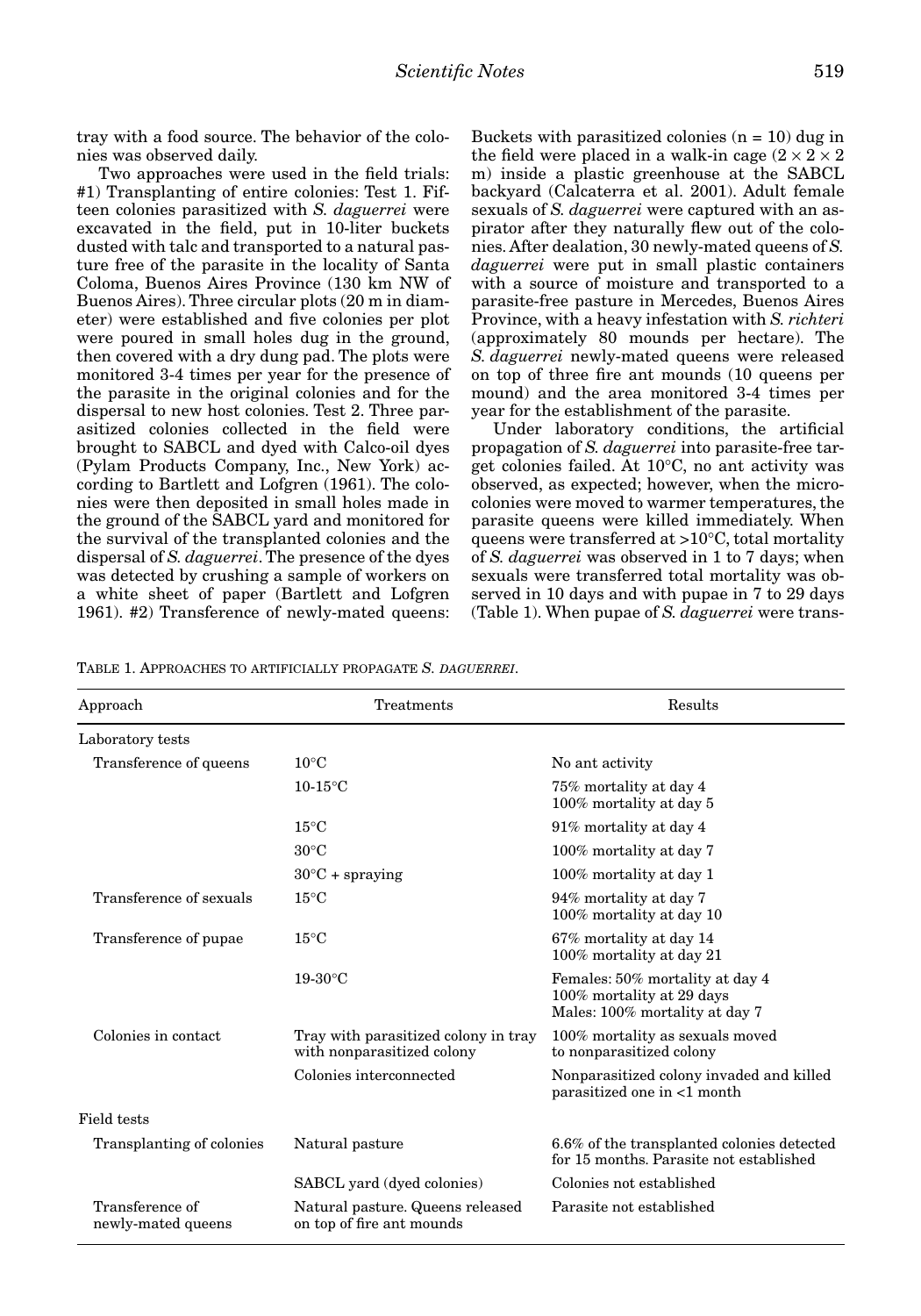tray with a food source. The behavior of the colonies was observed daily.

Two approaches were used in the field trials: #1) Transplanting of entire colonies: Test 1. Fifteen colonies parasitized with *S. daguerrei* were excavated in the field, put in 10-liter buckets dusted with talc and transported to a natural pasture free of the parasite in the locality of Santa Coloma, Buenos Aires Province (130 km NW of Buenos Aires). Three circular plots (20 m in diameter) were established and five colonies per plot were poured in small holes dug in the ground, then covered with a dry dung pad. The plots were monitored 3-4 times per year for the presence of the parasite in the original colonies and for the dispersal to new host colonies. Test 2. Three parasitized colonies collected in the field were brought to SABCL and dyed with Calco-oil dyes (Pylam Products Company, Inc., New York) according to Bartlett and Lofgren (1961). The colonies were then deposited in small holes made in the ground of the SABCL yard and monitored for the survival of the transplanted colonies and the dispersal of *S. daguerrei*. The presence of the dyes was detected by crushing a sample of workers on a white sheet of paper (Bartlett and Lofgren 1961). #2) Transference of newly-mated queens: Buckets with parasitized colonies (n = 10) dug in the field were placed in a walk-in cage ($2 \times 2 \times 2$ m) inside a plastic greenhouse at the SABCL backyard (Calcaterra et al. 2001). Adult female sexuals of *S. daguerrei* were captured with an aspirator after they naturally flew out of the colonies. After dealation, 30 newly-mated queens of *S. daguerrei* were put in small plastic containers with a source of moisture and transported to a parasite-free pasture in Mercedes, Buenos Aires Province, with a heavy infestation with *S. richteri* (approximately 80 mounds per hectare). The *S. daguerrei* newly-mated queens were released on top of three fire ant mounds (10 queens per mound) and the area monitored 3-4 times per year for the establishment of the parasite.

Under laboratory conditions, the artificial propagation of *S. daguerrei* into parasite-free target colonies failed. At 10°C, no ant activity was observed, as expected; however, when the microcolonies were moved to warmer temperatures, the parasite queens were killed immediately. When queens were transferred at >10°C, total mortality of *S. daguerrei* was observed in 1 to 7 days; when sexuals were transferred total mortality was observed in 10 days and with pupae in 7 to 29 days (Table 1). When pupae of *S. daguerrei* were trans-

TABLE 1. APPROACHES TO ARTIFICIALLY PROPAGATE *S. DAGUERREI*.

| Approach | Treatments | Results |
|---|---|---|
| Laboratory tests | | |
| Transference of queens | 10°C | No ant activity |
| | 10-15°C | 75% mortality at day 4<br>100% mortality at day 5 |
| | 15°C | 91% mortality at day 4 |
| | 30°C | 100% mortality at day 7 |
| | 30°C + spraying | 100% mortality at day 1 |
| Transference of sexuals | 15°C | 94% mortality at day 7<br>100% mortality at day 10 |
| Transference of pupae | 15°C | 67% mortality at day 14<br>100% mortality at day 21 |
| | 19-30°C | Females: 50% mortality at day 4<br>100% mortality at 29 days<br>Males: 100% mortality at day 7 |
| Colonies in contact | Tray with parasitized colony in tray with nonparasitized colony | 100% mortality as sexuals moved to nonparasitized colony |
| | Colonies interconnected | Nonparasitized colony invaded and killed parasitized one in <1 month |
| Field tests | | |
| Transplanting of colonies | Natural pasture | 6.6% of the transplanted colonies detected for 15 months. Parasite not established |
| | SABCL yard (dyed colonies) | Colonies not established |
| Transference of newly-mated queens | Natural pasture. Queens released on top of fire ant mounds | Parasite not established |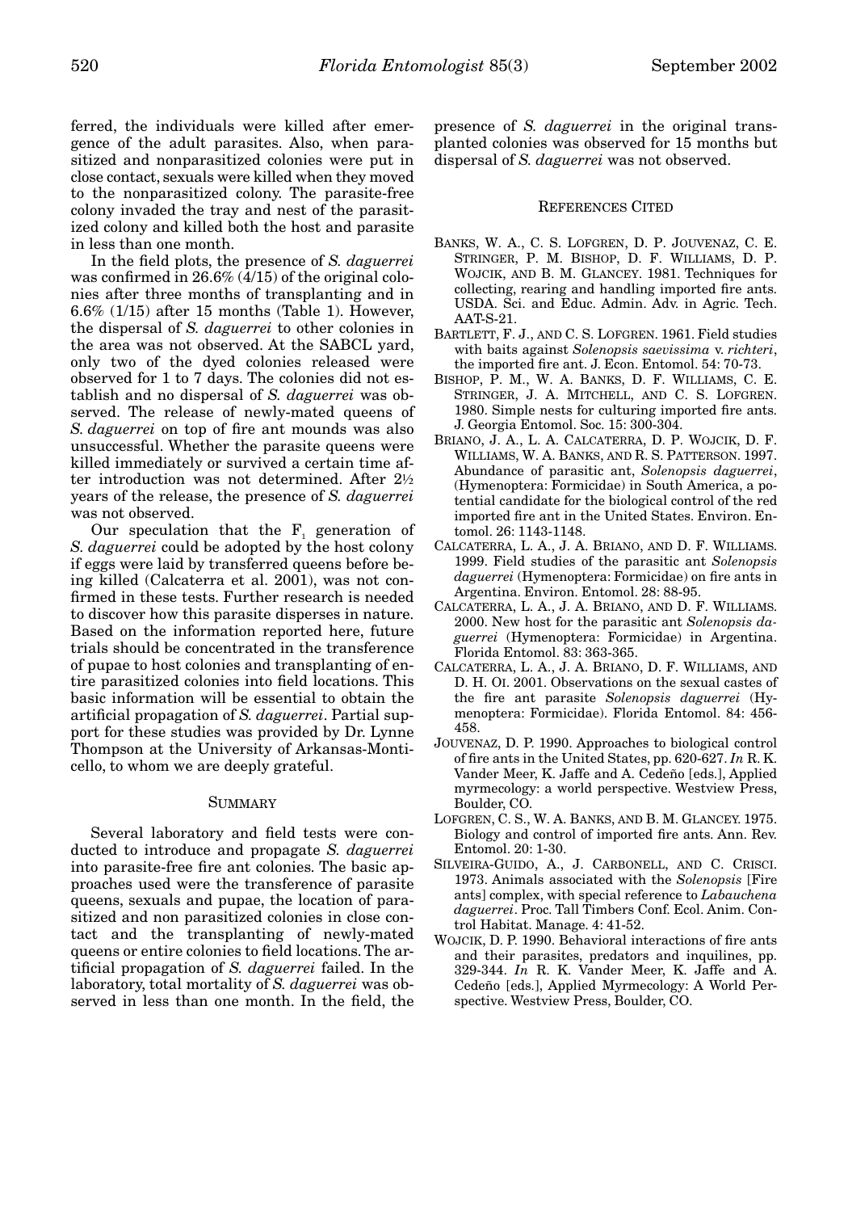ferred, the individuals were killed after emergence of the adult parasites. Also, when parasitized and nonparasitized colonies were put in close contact, sexuals were killed when they moved to the nonparasitized colony. The parasite-free colony invaded the tray and nest of the parasitized colony and killed both the host and parasite in less than one month.

In the field plots, the presence of *S. daguerrei* was confirmed in 26.6% (4/15) of the original colonies after three months of transplanting and in 6.6% (1/15) after 15 months (Table 1). However, the dispersal of *S. daguerrei* to other colonies in the area was not observed. At the SABCL yard, only two of the dyed colonies released were observed for 1 to 7 days. The colonies did not establish and no dispersal of *S. daguerrei* was observed. The release of newly-mated queens of *S. daguerrei* on top of fire ant mounds was also unsuccessful. Whether the parasite queens were killed immediately or survived a certain time after introduction was not determined. After 2½ years of the release, the presence of *S. daguerrei* was not observed.

Our speculation that the $F_1$ generation of *S. daguerrei* could be adopted by the host colony if eggs were laid by transferred queens before being killed (Calcaterra et al. 2001), was not confirmed in these tests. Further research is needed to discover how this parasite disperses in nature. Based on the information reported here, future trials should be concentrated in the transference of pupae to host colonies and transplanting of entire parasitized colonies into field locations. This basic information will be essential to obtain the artificial propagation of *S. daguerrei*. Partial support for these studies was provided by Dr. Lynne Thompson at the University of Arkansas-Monticello, to whom we are deeply grateful.

## SUMMARY

Several laboratory and field tests were conducted to introduce and propagate *S. daguerrei* into parasite-free fire ant colonies. The basic approaches used were the transference of parasite queens, sexuals and pupae, the location of parasitized and non parasitized colonies in close contact and the transplanting of newly-mated queens or entire colonies to field locations. The artificial propagation of *S. daguerrei* failed. In the laboratory, total mortality of *S. daguerrei* was observed in less than one month. In the field, the presence of *S. daguerrei* in the original transplanted colonies was observed for 15 months but dispersal of *S. daguerrei* was not observed.

## REFERENCES CITED

BANKS, W. A., C. S. LOFGREN, D. P. JOUVENAZ, C. E. STRINGER, P. M. BISHOP, D. F. WILLIAMS, D. P. WOJCIK, AND B. M. GLANCEY. 1981. Techniques for collecting, rearing and handling imported fire ants. USDA. Sci. and Educ. Admin. Adv. in Agric. Tech. AAT-S-21.

BARTLETT, F. J., AND C. S. LOFGREN. 1961. Field studies with baits against *Solenopsis saevissima* v. *richteri*, the imported fire ant. J. Econ. Entomol. 54: 70-73.

BISHOP, P. M., W. A. BANKS, D. F. WILLIAMS, C. E. STRINGER, J. A. MITCHELL, AND C. S. LOFGREN. 1980. Simple nests for culturing imported fire ants. J. Georgia Entomol. Soc. 15: 300-304.

BRIANO, J. A., L. A. CALCATERRA, D. P. WOJCIK, D. F. WILLIAMS, W. A. BANKS, AND R. S. PATTERSON. 1997. Abundance of parasitic ant, *Solenopsis daguerrei*, (Hymenoptera: Formicidae) in South America, a potential candidate for the biological control of the red imported fire ant in the United States. Environ. Entomol. 26: 1143-1148.

CALCATERRA, L. A., J. A. BRIANO, AND D. F. WILLIAMS. 1999. Field studies of the parasitic ant *Solenopsis daguerrei* (Hymenoptera: Formicidae) on fire ants in Argentina. Environ. Entomol. 28: 88-95.

CALCATERRA, L. A., J. A. BRIANO, AND D. F. WILLIAMS. 2000. New host for the parasitic ant *Solenopsis daguerrei* (Hymenoptera: Formicidae) in Argentina. Florida Entomol. 83: 363-365.

CALCATERRA, L. A., J. A. BRIANO, D. F. WILLIAMS, AND D. H. OI. 2001. Observations on the sexual castes of the fire ant parasite *Solenopsis daguerrei* (Hymenoptera: Formicidae). Florida Entomol. 84: 456-458.

JOUVENAZ, D. P. 1990. Approaches to biological control of fire ants in the United States, pp. 620-627. *In* R. K. Vander Meer, K. Jaffe and A. Cedeño [eds.], Applied myrmecology: a world perspective. Westview Press, Boulder, CO.

LOFGREN, C. S., W. A. BANKS, AND B. M. GLANCEY. 1975. Biology and control of imported fire ants. Ann. Rev. Entomol. 20: 1-30.

SILVEIRA-GUIDO, A., J. CARBONELL, AND C. CRISCI. 1973. Animals associated with the *Solenopsis* [Fire ants] complex, with special reference to *Labauchena daguerrei*. Proc. Tall Timbers Conf. Ecol. Anim. Control Habitat. Manage. 4: 41-52.

WOJCIK, D. P. 1990. Behavioral interactions of fire ants and their parasites, predators and inquilines, pp. 329-344. *In* R. K. Vander Meer, K. Jaffe and A. Cedeño [eds.], Applied Myrmecology: A World Perspective. Westview Press, Boulder, CO.